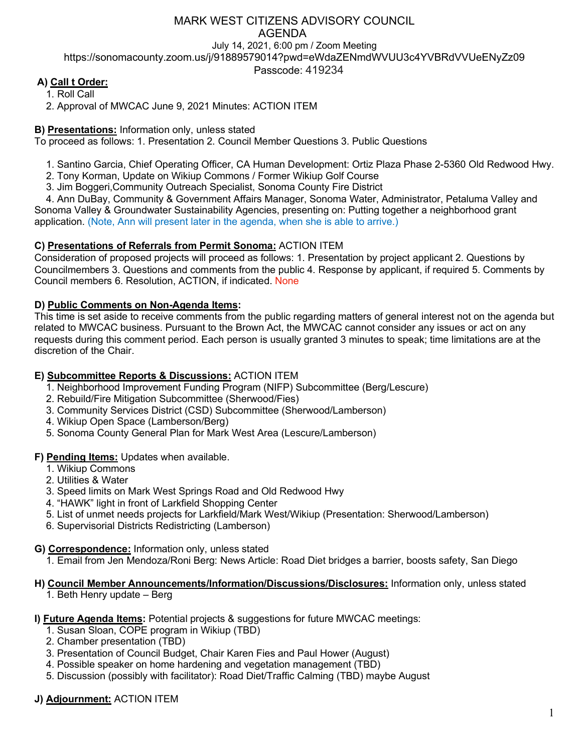# MARK WEST CITIZENS ADVISORY COUNCIL
## AGENDA

July 14, 2021, 6:00 pm / Zoom Meeting
https://sonomacounty.zoom.us/j/91889579014?pwd=eWdaZENmdWVUU3c4YVBRdVVUeENyZz09
Passcode: 419234

**A) Call t Order:**

1. Roll Call
2. Approval of MWCAC June 9, 2021 Minutes: ACTION ITEM

**B) Presentations:** Information only, unless stated
To proceed as follows: 1. Presentation 2. Council Member Questions 3. Public Questions

1. Santino Garcia, Chief Operating Officer, CA Human Development: Ortiz Plaza Phase 2-5360 Old Redwood Hwy.
2. Tony Korman, Update on Wikiup Commons / Former Wikiup Golf Course
3. Jim Boggeri,Community Outreach Specialist, Sonoma County Fire District
4. Ann DuBay, Community & Government Affairs Manager, Sonoma Water, Administrator, Petaluma Valley and Sonoma Valley & Groundwater Sustainability Agencies, presenting on: Putting together a neighborhood grant application. (Note, Ann will present later in the agenda, when she is able to arrive.)

**C) Presentations of Referrals from Permit Sonoma:** ACTION ITEM
Consideration of proposed projects will proceed as follows: 1. Presentation by project applicant 2. Questions by Councilmembers 3. Questions and comments from the public 4. Response by applicant, if required 5. Comments by Council members 6. Resolution, ACTION, if indicated. None

**D) Public Comments on Non-Agenda Items:**
This time is set aside to receive comments from the public regarding matters of general interest not on the agenda but related to MWCAC business. Pursuant to the Brown Act, the MWCAC cannot consider any issues or act on any requests during this comment period. Each person is usually granted 3 minutes to speak; time limitations are at the discretion of the Chair.

**E) Subcommittee Reports & Discussions:** ACTION ITEM

1. Neighborhood Improvement Funding Program (NIFP) Subcommittee (Berg/Lescure)
2. Rebuild/Fire Mitigation Subcommittee (Sherwood/Fies)
3. Community Services District (CSD) Subcommittee (Sherwood/Lamberson)
4. Wikiup Open Space (Lamberson/Berg)
5. Sonoma County General Plan for Mark West Area (Lescure/Lamberson)

**F) Pending Items:** Updates when available.

1. Wikiup Commons
2. Utilities & Water
3. Speed limits on Mark West Springs Road and Old Redwood Hwy
4. "HAWK" light in front of Larkfield Shopping Center
5. List of unmet needs projects for Larkfield/Mark West/Wikiup (Presentation: Sherwood/Lamberson)
6. Supervisorial Districts Redistricting (Lamberson)

**G) Correspondence:** Information only, unless stated

1. Email from Jen Mendoza/Roni Berg: News Article: Road Diet bridges a barrier, boosts safety, San Diego

**H) Council Member Announcements/Information/Discussions/Disclosures:** Information only, unless stated

1. Beth Henry update – Berg

**I) Future Agenda Items:** Potential projects & suggestions for future MWCAC meetings:

1. Susan Sloan, COPE program in Wikiup (TBD)
2. Chamber presentation (TBD)
3. Presentation of Council Budget, Chair Karen Fies and Paul Hower (August)
4. Possible speaker on home hardening and vegetation management (TBD)
5. Discussion (possibly with facilitator): Road Diet/Traffic Calming (TBD) maybe August

**J) Adjournment:** ACTION ITEM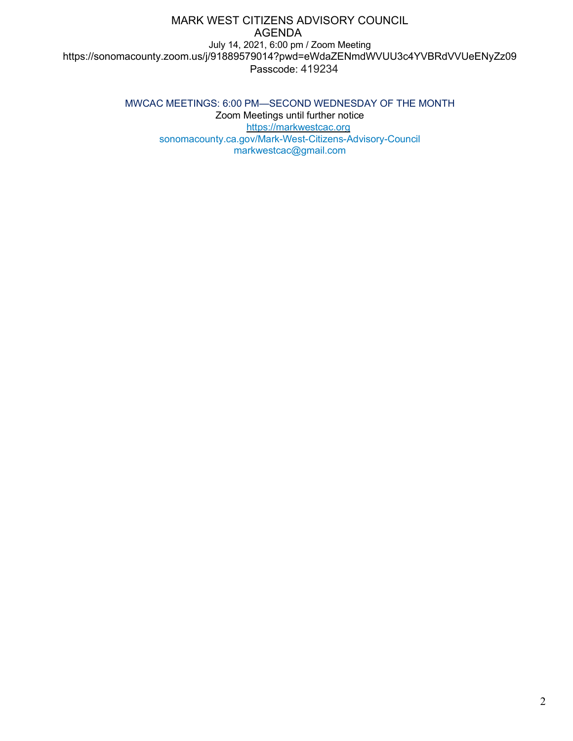# MARK WEST CITIZENS ADVISORY COUNCIL
## AGENDA

July 14, 2021, 6:00 pm / Zoom Meeting
https://sonomacounty.zoom.us/j/91889579014?pwd=eWdaZENmdWVUU3c4YVBRdVVUeENyZz09
Passcode: 419234

MWCAC MEETINGS: 6:00 PM—SECOND WEDNESDAY OF THE MONTH
Zoom Meetings until further notice
https://markwestcac.org
sonomacounty.ca.gov/Mark-West-Citizens-Advisory-Council
markwestcac@gmail.com